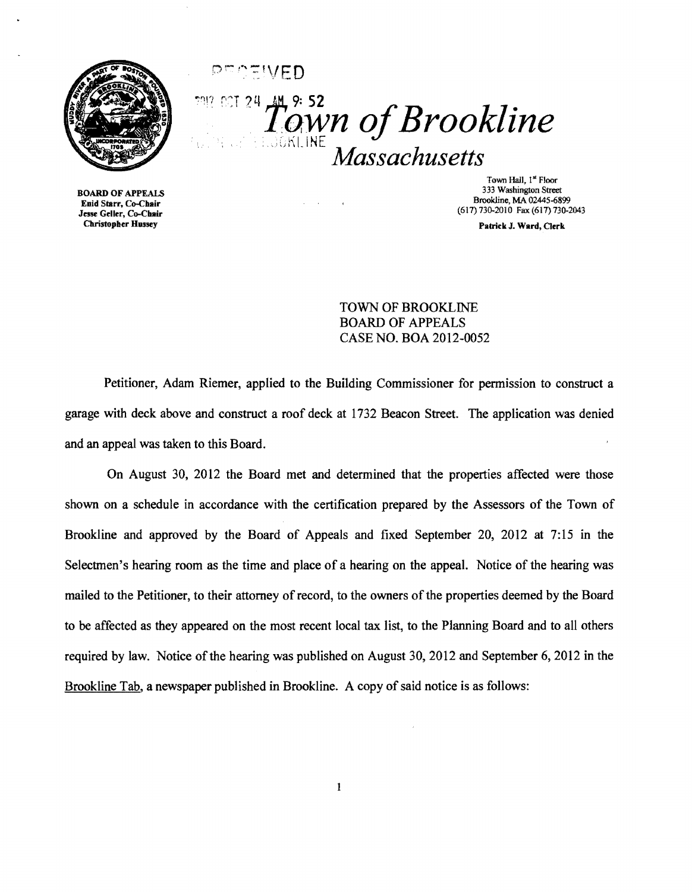RECEIVED

2012 OCT 24 AM 9:52

# Town of Brookline

## Massachusetts

BOARD OF APPEALS
Enid Starr, Co-Chair
Jesse Geller, Co-Chair
Christopher Hussey

Town Hall, 1st Floor
333 Washington Street
Brookline, MA 02445-6899
(617) 730-2010 Fax (617) 730-2043

Patrick J. Ward, Clerk

TOWN OF BROOKLINE
BOARD OF APPEALS
CASE NO. BOA 2012-0052

Petitioner, Adam Riemer, applied to the Building Commissioner for permission to construct a garage with deck above and construct a roof deck at 1732 Beacon Street. The application was denied and an appeal was taken to this Board.

On August 30, 2012 the Board met and determined that the properties affected were those shown on a schedule in accordance with the certification prepared by the Assessors of the Town of Brookline and approved by the Board of Appeals and fixed September 20, 2012 at 7:15 in the Selectmen's hearing room as the time and place of a hearing on the appeal. Notice of the hearing was mailed to the Petitioner, to their attorney of record, to the owners of the properties deemed by the Board to be affected as they appeared on the most recent local tax list, to the Planning Board and to all others required by law. Notice of the hearing was published on August 30, 2012 and September 6, 2012 in the Brookline Tab, a newspaper published in Brookline. A copy of said notice is as follows: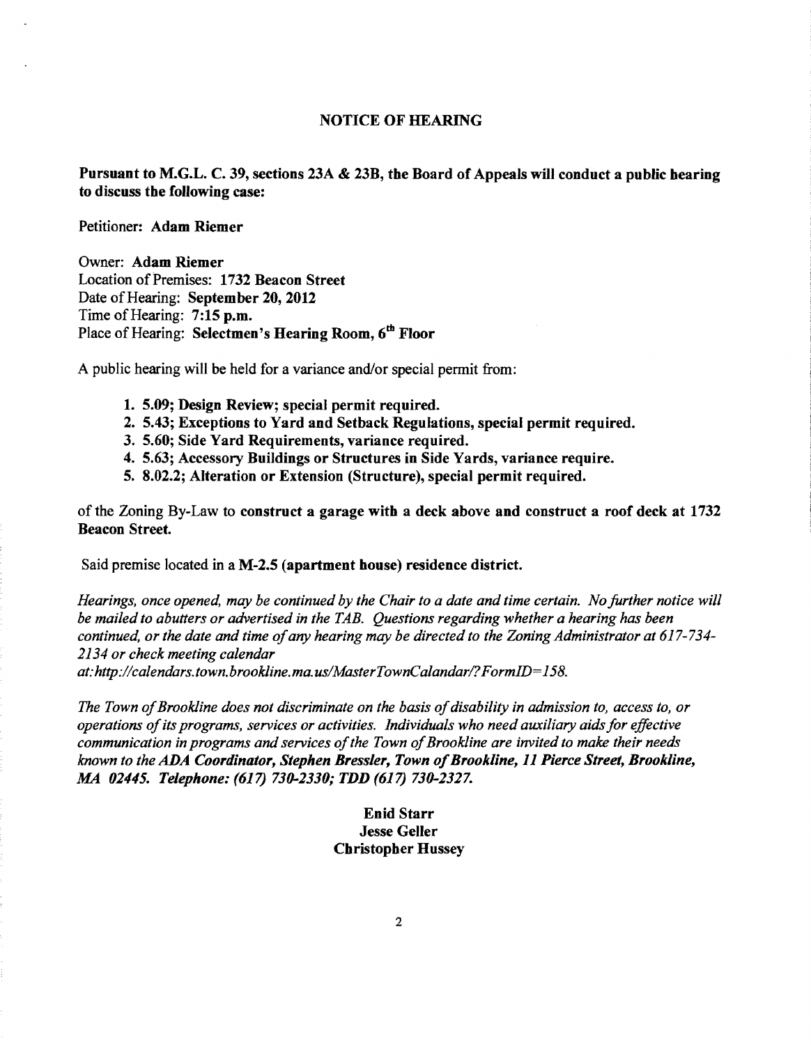## NOTICE OF HEARING

**Pursuant to M.G.L. C. 39, sections 23A & 23B, the Board of Appeals will conduct a public hearing to discuss the following case:**

Petitioner: **Adam Riemer**

Owner: **Adam Riemer**
Location of Premises: **1732 Beacon Street**
Date of Hearing: **September 20, 2012**
Time of Hearing: **7:15 p.m.**
Place of Hearing: **Selectmen's Hearing Room, 6th Floor**

A public hearing will be held for a variance and/or special permit from:

1. **5.09; Design Review; special permit required.**
2. **5.43; Exceptions to Yard and Setback Regulations, special permit required.**
3. **5.60; Side Yard Requirements, variance required.**
4. **5.63; Accessory Buildings or Structures in Side Yards, variance require.**
5. **8.02.2; Alteration or Extension (Structure), special permit required.**

of the Zoning By-Law to **construct a garage with a deck above and construct a roof deck at 1732 Beacon Street.**

Said premise located in a **M-2.5 (apartment house) residence district.**

*Hearings, once opened, may be continued by the Chair to a date and time certain. No further notice will be mailed to abutters or advertised in the TAB. Questions regarding whether a hearing has been continued, or the date and time of any hearing may be directed to the Zoning Administrator at 617-734-2134 or check meeting calendar at: http://calendars.town.brookline.ma.us/MasterTownCalandar/?FormID=158.*

*The Town of Brookline does not discriminate on the basis of disability in admission to, access to, or operations of its programs, services or activities. Individuals who need auxiliary aids for effective communication in programs and services of the Town of Brookline are invited to make their needs known to the* ***ADA Coordinator, Stephen Bressler, Town of Brookline, 11 Pierce Street, Brookline, MA 02445. Telephone: (617) 730-2330; TDD (617) 730-2327.***

**Enid Starr**
**Jesse Geller**
**Christopher Hussey**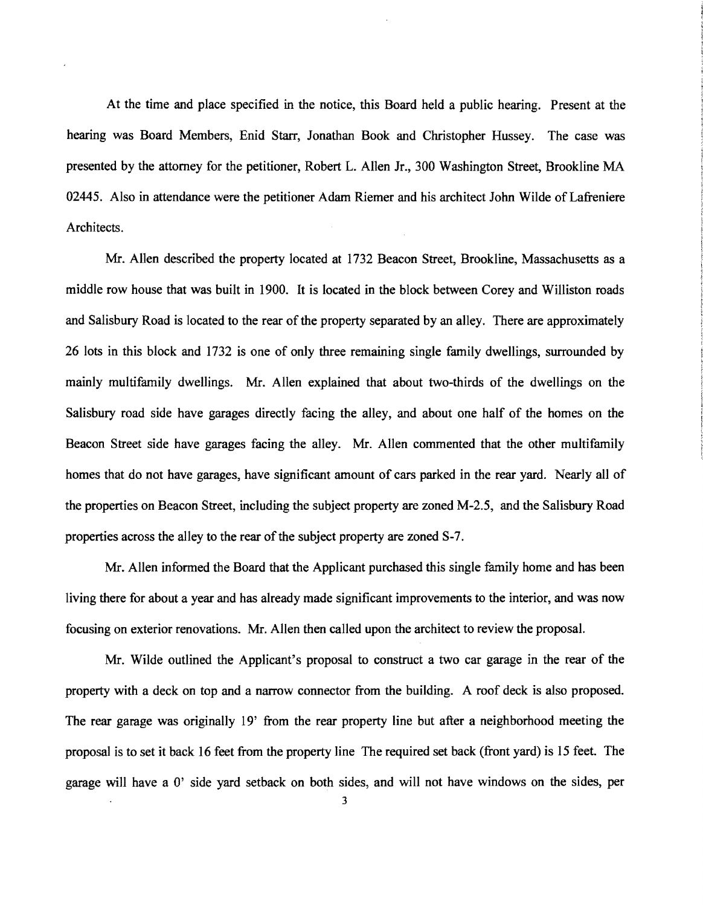At the time and place specified in the notice, this Board held a public hearing. Present at the hearing was Board Members, Enid Starr, Jonathan Book and Christopher Hussey. The case was presented by the attorney for the petitioner, Robert L. Allen Jr., 300 Washington Street, Brookline MA 02445. Also in attendance were the petitioner Adam Riemer and his architect John Wilde of Lafreniere Architects.

Mr. Allen described the property located at 1732 Beacon Street, Brookline, Massachusetts as a middle row house that was built in 1900. It is located in the block between Corey and Williston roads and Salisbury Road is located to the rear of the property separated by an alley. There are approximately 26 lots in this block and 1732 is one of only three remaining single family dwellings, surrounded by mainly multifamily dwellings. Mr. Allen explained that about two-thirds of the dwellings on the Salisbury road side have garages directly facing the alley, and about one half of the homes on the Beacon Street side have garages facing the alley. Mr. Allen commented that the other multifamily homes that do not have garages, have significant amount of cars parked in the rear yard. Nearly all of the properties on Beacon Street, including the subject property are zoned M-2.5, and the Salisbury Road properties across the alley to the rear of the subject property are zoned S-7.

Mr. Allen informed the Board that the Applicant purchased this single family home and has been living there for about a year and has already made significant improvements to the interior, and was now focusing on exterior renovations. Mr. Allen then called upon the architect to review the proposal.

Mr. Wilde outlined the Applicant's proposal to construct a two car garage in the rear of the property with a deck on top and a narrow connector from the building. A roof deck is also proposed. The rear garage was originally 19' from the rear property line but after a neighborhood meeting the proposal is to set it back 16 feet from the property line The required set back (front yard) is 15 feet. The garage will have a 0' side yard setback on both sides, and will not have windows on the sides, per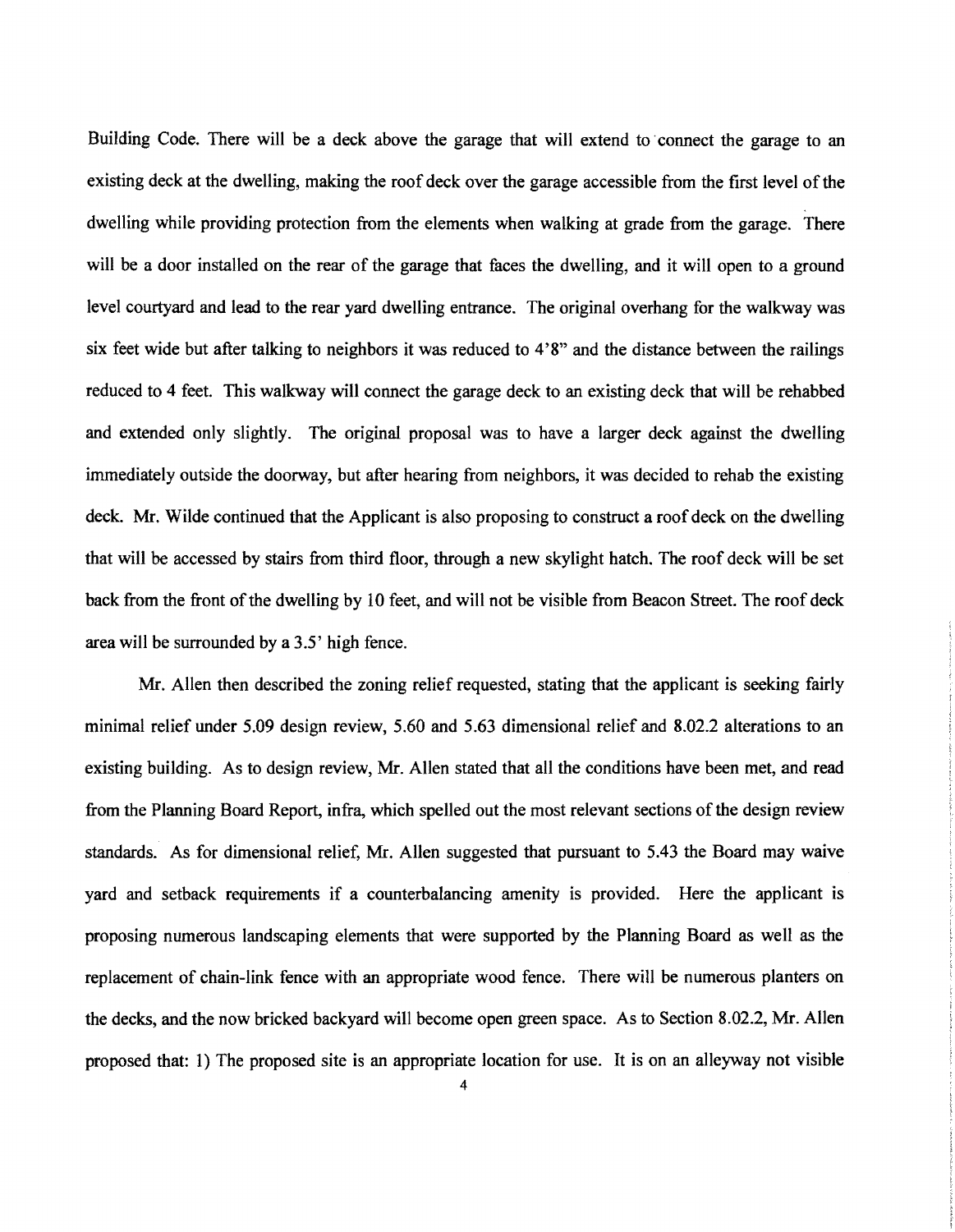Building Code. There will be a deck above the garage that will extend to connect the garage to an existing deck at the dwelling, making the roof deck over the garage accessible from the first level of the dwelling while providing protection from the elements when walking at grade from the garage. There will be a door installed on the rear of the garage that faces the dwelling, and it will open to a ground level courtyard and lead to the rear yard dwelling entrance. The original overhang for the walkway was six feet wide but after talking to neighbors it was reduced to 4'8" and the distance between the railings reduced to 4 feet. This walkway will connect the garage deck to an existing deck that will be rehabbed and extended only slightly. The original proposal was to have a larger deck against the dwelling immediately outside the doorway, but after hearing from neighbors, it was decided to rehab the existing deck. Mr. Wilde continued that the Applicant is also proposing to construct a roof deck on the dwelling that will be accessed by stairs from third floor, through a new skylight hatch. The roof deck will be set back from the front of the dwelling by 10 feet, and will not be visible from Beacon Street. The roof deck area will be surrounded by a 3.5' high fence.

Mr. Allen then described the zoning relief requested, stating that the applicant is seeking fairly minimal relief under 5.09 design review, 5.60 and 5.63 dimensional relief and 8.02.2 alterations to an existing building. As to design review, Mr. Allen stated that all the conditions have been met, and read from the Planning Board Report, infra, which spelled out the most relevant sections of the design review standards. As for dimensional relief, Mr. Allen suggested that pursuant to 5.43 the Board may waive yard and setback requirements if a counterbalancing amenity is provided. Here the applicant is proposing numerous landscaping elements that were supported by the Planning Board as well as the replacement of chain-link fence with an appropriate wood fence. There will be numerous planters on the decks, and the now bricked backyard will become open green space. As to Section 8.02.2, Mr. Allen proposed that: 1) The proposed site is an appropriate location for use. It is on an alleyway not visible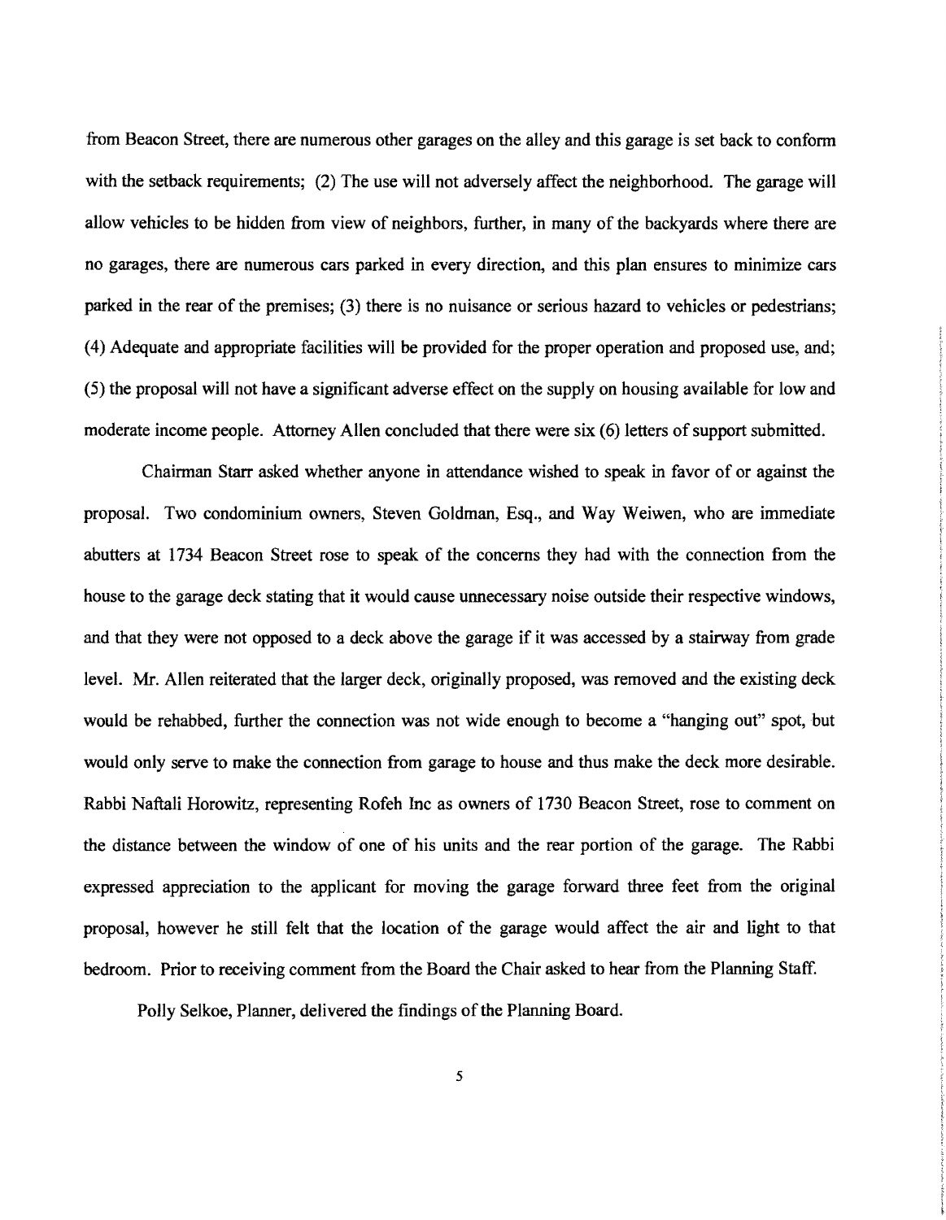from Beacon Street, there are numerous other garages on the alley and this garage is set back to conform with the setback requirements; (2) The use will not adversely affect the neighborhood. The garage will allow vehicles to be hidden from view of neighbors, further, in many of the backyards where there are no garages, there are numerous cars parked in every direction, and this plan ensures to minimize cars parked in the rear of the premises; (3) there is no nuisance or serious hazard to vehicles or pedestrians; (4) Adequate and appropriate facilities will be provided for the proper operation and proposed use, and; (5) the proposal will not have a significant adverse effect on the supply on housing available for low and moderate income people. Attorney Allen concluded that there were six (6) letters of support submitted.

Chairman Starr asked whether anyone in attendance wished to speak in favor of or against the proposal. Two condominium owners, Steven Goldman, Esq., and Way Weiwen, who are immediate abutters at 1734 Beacon Street rose to speak of the concerns they had with the connection from the house to the garage deck stating that it would cause unnecessary noise outside their respective windows, and that they were not opposed to a deck above the garage if it was accessed by a stairway from grade level. Mr. Allen reiterated that the larger deck, originally proposed, was removed and the existing deck would be rehabbed, further the connection was not wide enough to become a "hanging out" spot, but would only serve to make the connection from garage to house and thus make the deck more desirable. Rabbi Naftali Horowitz, representing Rofeh Inc as owners of 1730 Beacon Street, rose to comment on the distance between the window of one of his units and the rear portion of the garage. The Rabbi expressed appreciation to the applicant for moving the garage forward three feet from the original proposal, however he still felt that the location of the garage would affect the air and light to that bedroom. Prior to receiving comment from the Board the Chair asked to hear from the Planning Staff.

Polly Selkoe, Planner, delivered the findings of the Planning Board.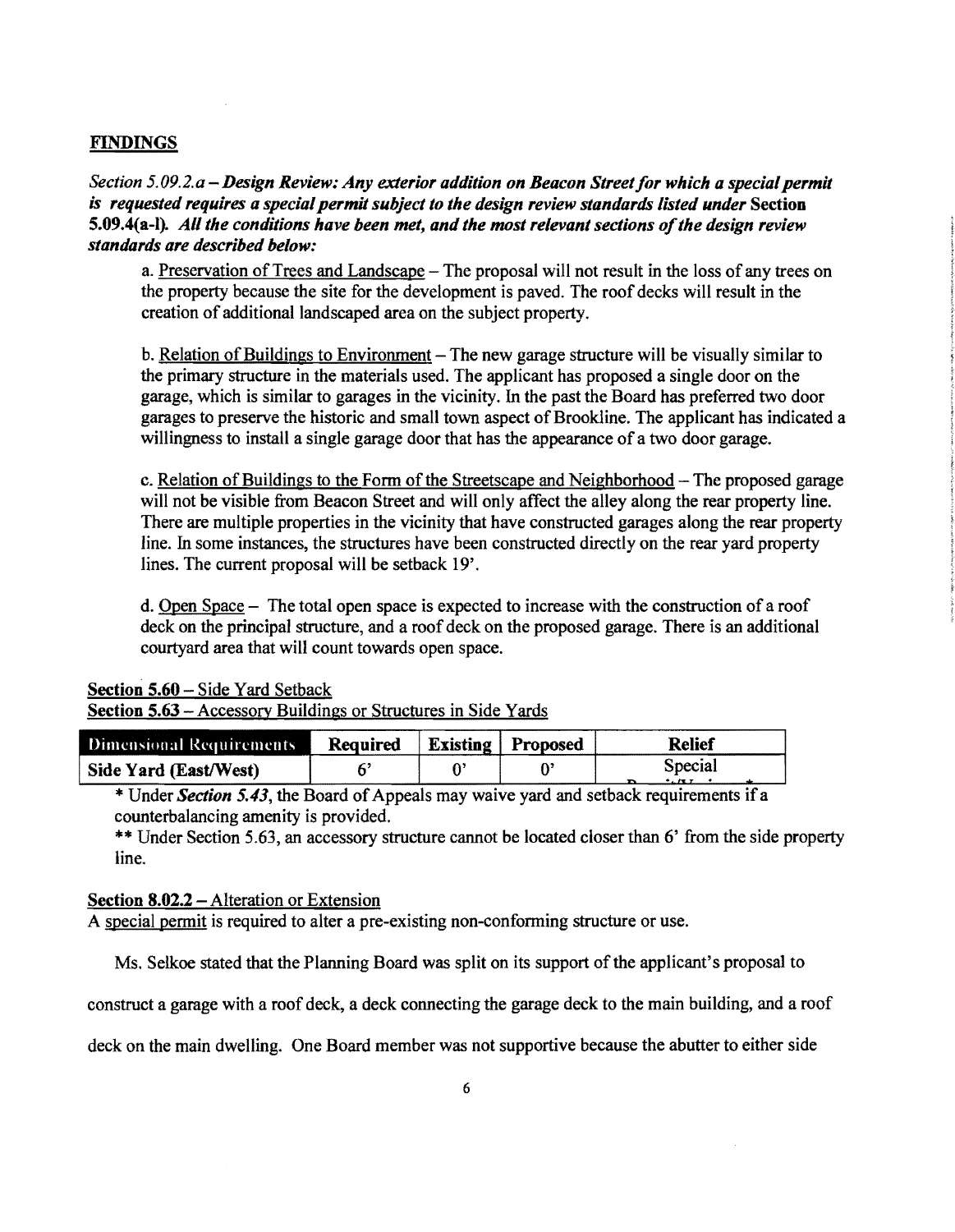**FINDINGS**

*Section 5.09.2.a – **Design Review: Any exterior addition on Beacon Street for which a special permit is requested requires a special permit subject to the design review standards listed under*** **Section 5.09.4(a-l).** ***All the conditions have been met, and the most relevant sections of the design review standards are described below:***

a. Preservation of Trees and Landscape – The proposal will not result in the loss of any trees on the property because the site for the development is paved. The roof decks will result in the creation of additional landscaped area on the subject property.

b. Relation of Buildings to Environment – The new garage structure will be visually similar to the primary structure in the materials used. The applicant has proposed a single door on the garage, which is similar to garages in the vicinity. In the past the Board has preferred two door garages to preserve the historic and small town aspect of Brookline. The applicant has indicated a willingness to install a single garage door that has the appearance of a two door garage.

c. Relation of Buildings to the Form of the Streetscape and Neighborhood – The proposed garage will not be visible from Beacon Street and will only affect the alley along the rear property line. There are multiple properties in the vicinity that have constructed garages along the rear property line. In some instances, the structures have been constructed directly on the rear yard property lines. The current proposal will be setback 19'.

d. Open Space – The total open space is expected to increase with the construction of a roof deck on the principal structure, and a roof deck on the proposed garage. There is an additional courtyard area that will count towards open space.

**Section 5.60** – Side Yard Setback
**Section 5.63** – Accessory Buildings or Structures in Side Yards

| Dimensional Requirements | Required | Existing | Proposed | Relief |
|---|---|---|---|---|
| Side Yard (East/West) | 6' | 0' | 0' | Special Permit* |

\* Under ***Section 5.43***, the Board of Appeals may waive yard and setback requirements if a counterbalancing amenity is provided.

\*\* Under Section 5.63, an accessory structure cannot be located closer than 6' from the side property line.

**Section 8.02.2** – Alteration or Extension
A special permit is required to alter a pre-existing non-conforming structure or use.

Ms. Selkoe stated that the Planning Board was split on its support of the applicant's proposal to construct a garage with a roof deck, a deck connecting the garage deck to the main building, and a roof deck on the main dwelling. One Board member was not supportive because the abutter to either side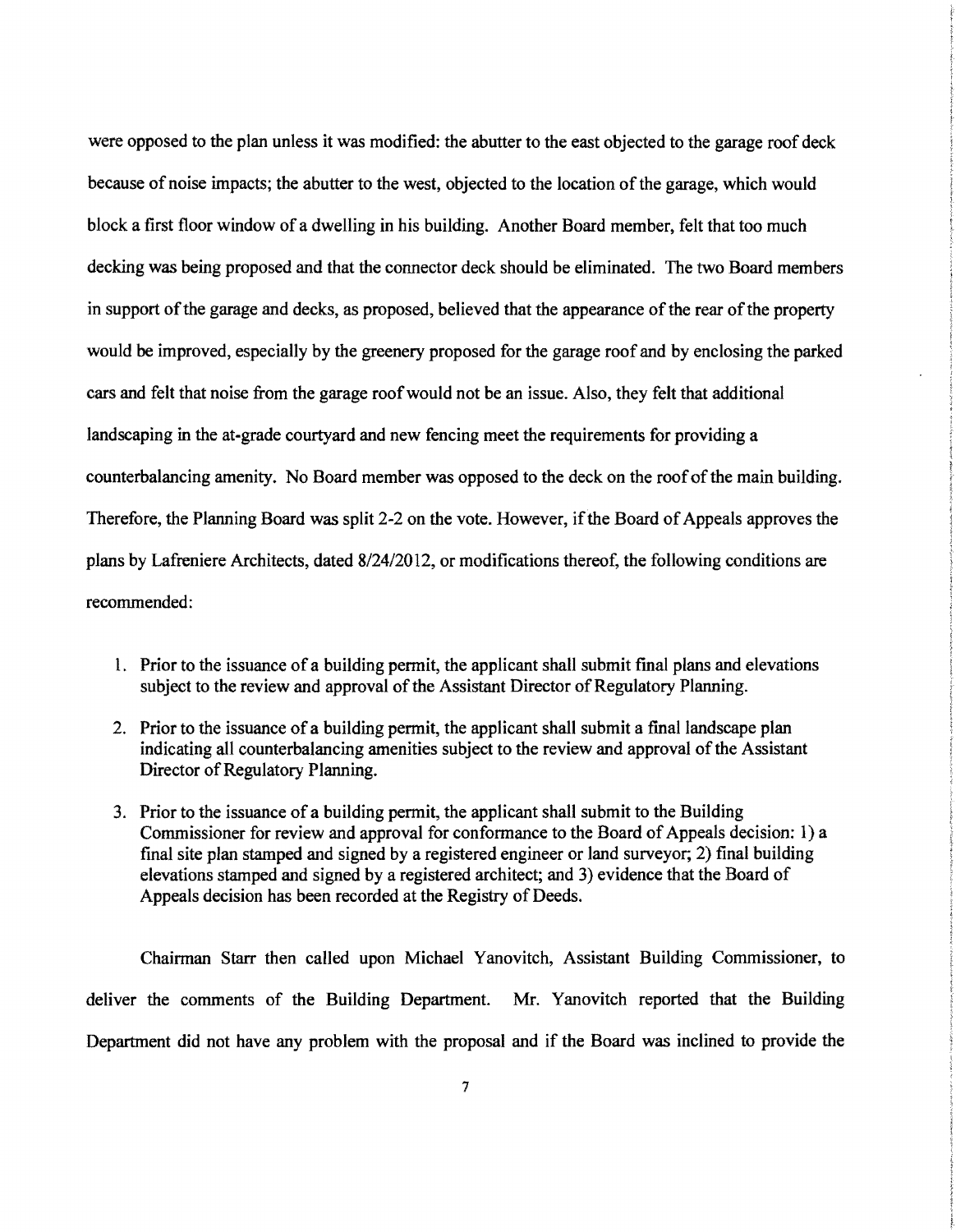were opposed to the plan unless it was modified: the abutter to the east objected to the garage roof deck because of noise impacts; the abutter to the west, objected to the location of the garage, which would block a first floor window of a dwelling in his building. Another Board member, felt that too much decking was being proposed and that the connector deck should be eliminated. The two Board members in support of the garage and decks, as proposed, believed that the appearance of the rear of the property would be improved, especially by the greenery proposed for the garage roof and by enclosing the parked cars and felt that noise from the garage roof would not be an issue. Also, they felt that additional landscaping in the at-grade courtyard and new fencing meet the requirements for providing a counterbalancing amenity. No Board member was opposed to the deck on the roof of the main building. Therefore, the Planning Board was split 2-2 on the vote. However, if the Board of Appeals approves the plans by Lafreniere Architects, dated 8/24/2012, or modifications thereof, the following conditions are recommended:

1. Prior to the issuance of a building permit, the applicant shall submit final plans and elevations subject to the review and approval of the Assistant Director of Regulatory Planning.

2. Prior to the issuance of a building permit, the applicant shall submit a final landscape plan indicating all counterbalancing amenities subject to the review and approval of the Assistant Director of Regulatory Planning.

3. Prior to the issuance of a building permit, the applicant shall submit to the Building Commissioner for review and approval for conformance to the Board of Appeals decision: 1) a final site plan stamped and signed by a registered engineer or land surveyor; 2) final building elevations stamped and signed by a registered architect; and 3) evidence that the Board of Appeals decision has been recorded at the Registry of Deeds.

Chairman Starr then called upon Michael Yanovitch, Assistant Building Commissioner, to deliver the comments of the Building Department. Mr. Yanovitch reported that the Building Department did not have any problem with the proposal and if the Board was inclined to provide the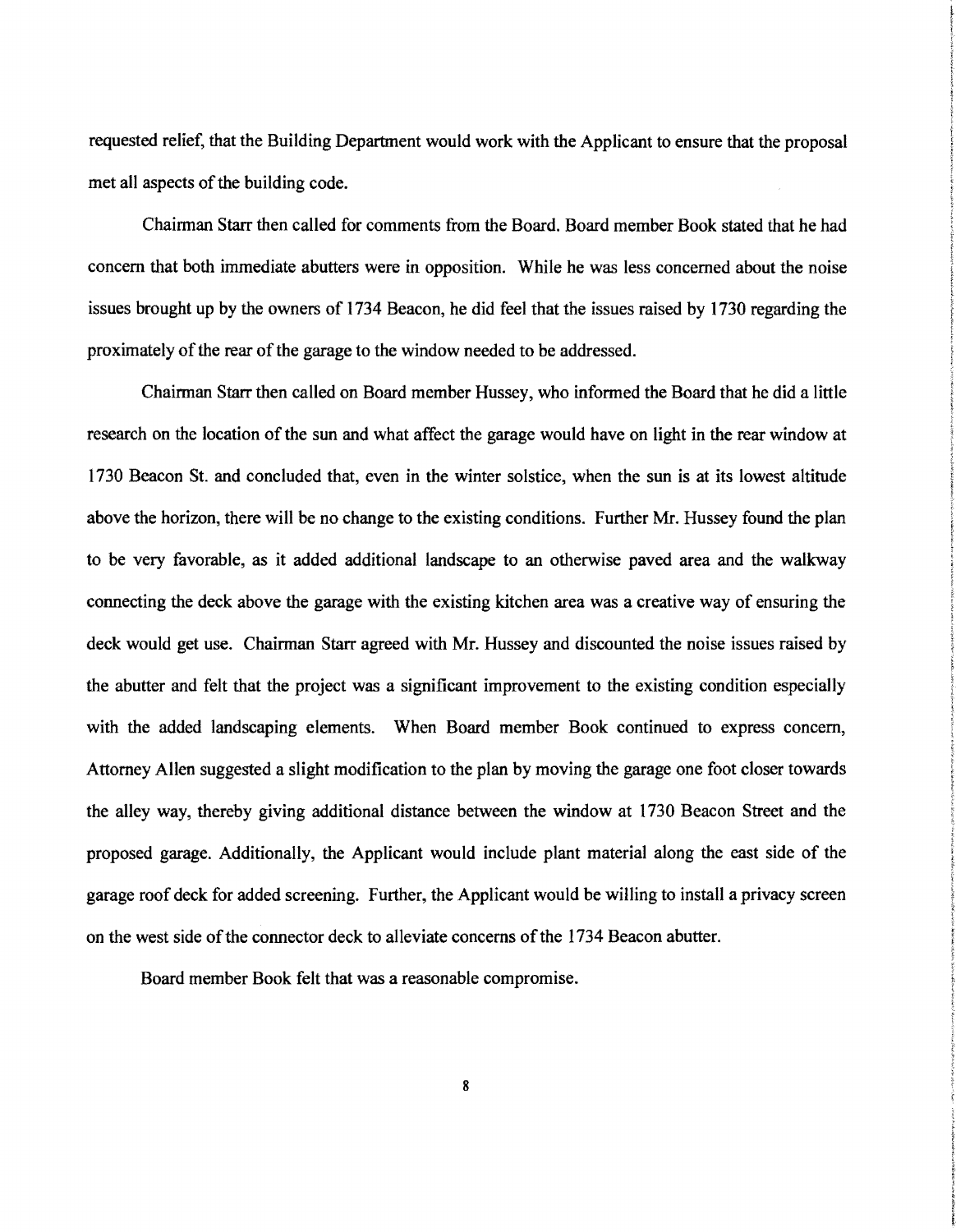requested relief, that the Building Department would work with the Applicant to ensure that the proposal met all aspects of the building code.

Chairman Starr then called for comments from the Board. Board member Book stated that he had concern that both immediate abutters were in opposition. While he was less concerned about the noise issues brought up by the owners of 1734 Beacon, he did feel that the issues raised by 1730 regarding the proximately of the rear of the garage to the window needed to be addressed.

Chairman Starr then called on Board member Hussey, who informed the Board that he did a little research on the location of the sun and what affect the garage would have on light in the rear window at 1730 Beacon St. and concluded that, even in the winter solstice, when the sun is at its lowest altitude above the horizon, there will be no change to the existing conditions. Further Mr. Hussey found the plan to be very favorable, as it added additional landscape to an otherwise paved area and the walkway connecting the deck above the garage with the existing kitchen area was a creative way of ensuring the deck would get use. Chairman Starr agreed with Mr. Hussey and discounted the noise issues raised by the abutter and felt that the project was a significant improvement to the existing condition especially with the added landscaping elements. When Board member Book continued to express concern, Attorney Allen suggested a slight modification to the plan by moving the garage one foot closer towards the alley way, thereby giving additional distance between the window at 1730 Beacon Street and the proposed garage. Additionally, the Applicant would include plant material along the east side of the garage roof deck for added screening. Further, the Applicant would be willing to install a privacy screen on the west side of the connector deck to alleviate concerns of the 1734 Beacon abutter.

Board member Book felt that was a reasonable compromise.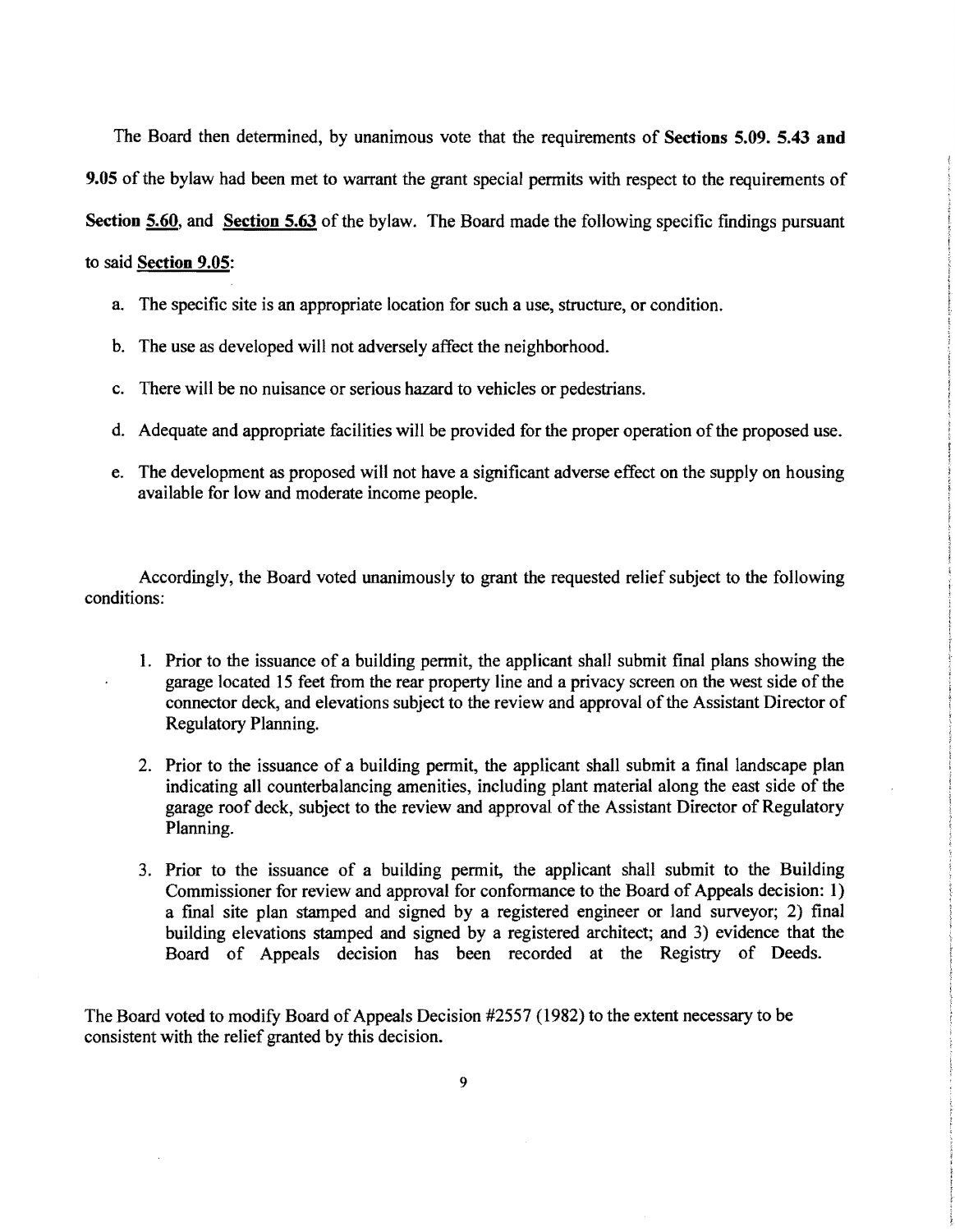The Board then determined, by unanimous vote that the requirements of **Sections 5.09. 5.43 and 9.05** of the bylaw had been met to warrant the grant special permits with respect to the requirements of **Section <u>5.60</u>**, and **<u>Section 5.63</u>** of the bylaw. The Board made the following specific findings pursuant to said **<u>Section 9.05</u>**:

a. The specific site is an appropriate location for such a use, structure, or condition.

b. The use as developed will not adversely affect the neighborhood.

c. There will be no nuisance or serious hazard to vehicles or pedestrians.

d. Adequate and appropriate facilities will be provided for the proper operation of the proposed use.

e. The development as proposed will not have a significant adverse effect on the supply on housing available for low and moderate income people.

Accordingly, the Board voted unanimously to grant the requested relief subject to the following conditions:

1. Prior to the issuance of a building permit, the applicant shall submit final plans showing the garage located 15 feet from the rear property line and a privacy screen on the west side of the connector deck, and elevations subject to the review and approval of the Assistant Director of Regulatory Planning.

2. Prior to the issuance of a building permit, the applicant shall submit a final landscape plan indicating all counterbalancing amenities, including plant material along the east side of the garage roof deck, subject to the review and approval of the Assistant Director of Regulatory Planning.

3. Prior to the issuance of a building permit, the applicant shall submit to the Building Commissioner for review and approval for conformance to the Board of Appeals decision: 1) a final site plan stamped and signed by a registered engineer or land surveyor; 2) final building elevations stamped and signed by a registered architect; and 3) evidence that the Board of Appeals decision has been recorded at the Registry of Deeds.

The Board voted to modify Board of Appeals Decision #2557 (1982) to the extent necessary to be consistent with the relief granted by this decision.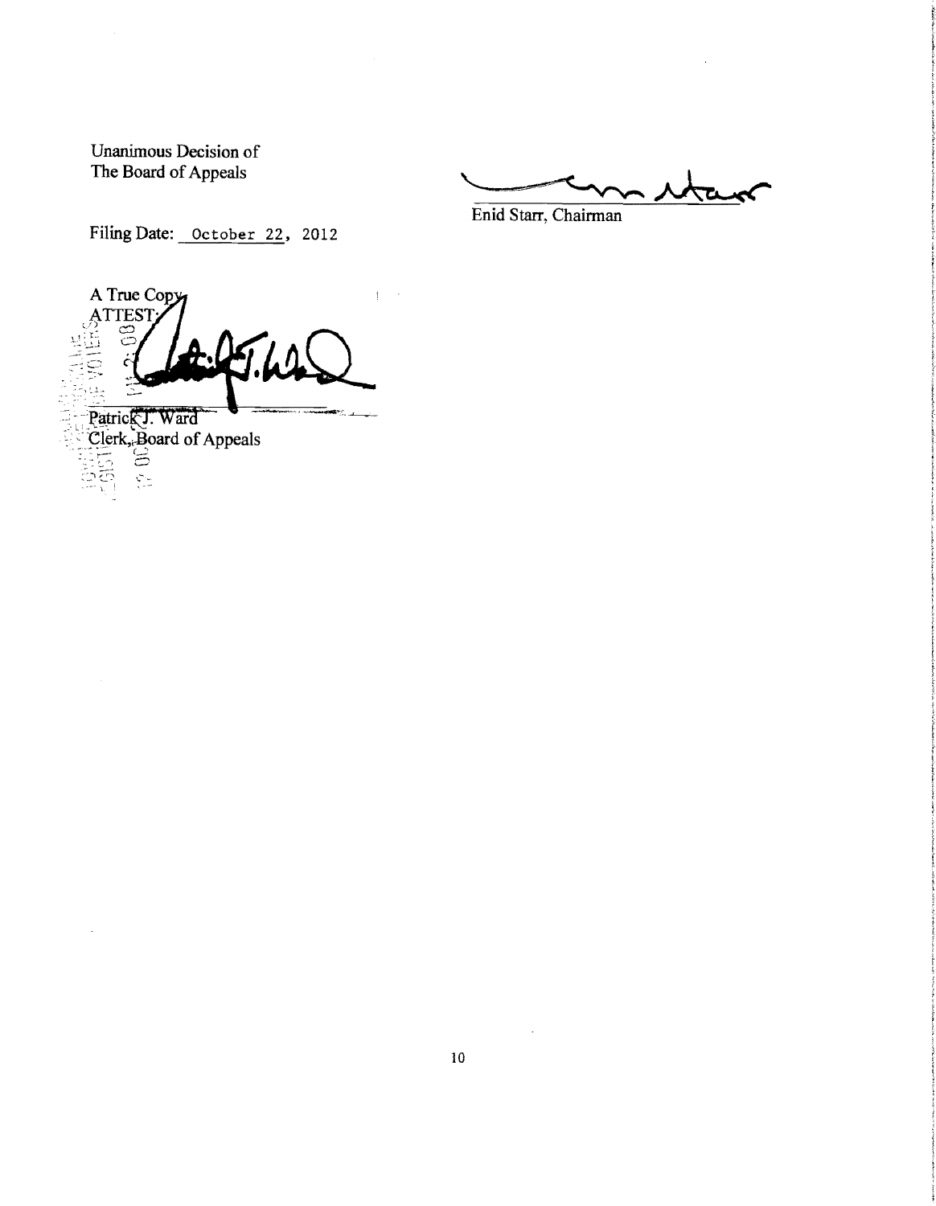Unanimous Decision of
The Board of Appeals

Enid Starr, Chairman

Filing Date: October 22, 2012

A True Copy
ATTEST:

Patrick J. Ward
Clerk, Board of Appeals